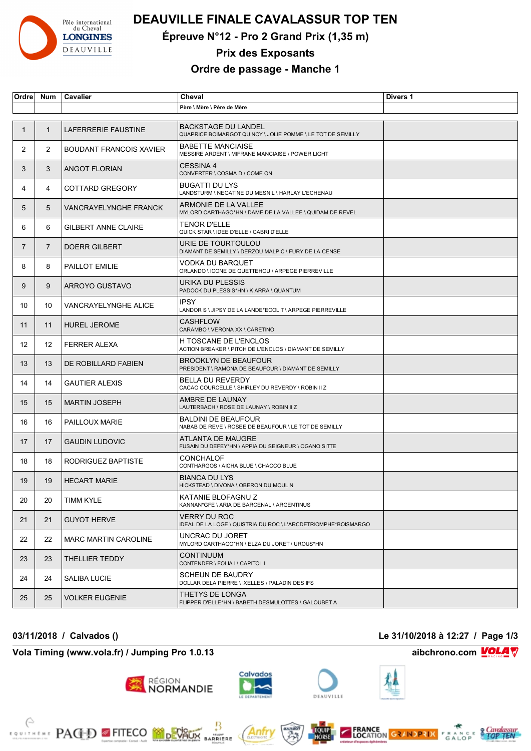# DEAUVILLE FINALE CAVALASSUR TOP TEN

## Épreuve N°12 - Pro 2 Grand Prix (1,35 m)

## Prix des Exposants

## Ordre de passage - Manche 1

| Ordre | Num | Cavalier | Cheval<br>Père \ Mère \ Père de Mère | Divers 1 |
|---|---|---|---|---|
| 1 | 1 | LAFERRERIE FAUSTINE | BACKSTAGE DU LANDEL<br>QUAPRICE BOIMARGOT QUINCY \ JOLIE POMME \ LE TOT DE SEMILLY | |
| 2 | 2 | BOUDANT FRANCOIS XAVIER | BABETTE MANCIAISE<br>MESSIRE ARDENT \ MIFRANE MANCIAISE \ POWER LIGHT | |
| 3 | 3 | ANGOT FLORIAN | CESSINA 4<br>CONVERTER \ COSMA D \ COME ON | |
| 4 | 4 | COTTARD GREGORY | BUGATTI DU LYS<br>LANDSTURM \ NEGATINE DU MESNIL \ HARLAY L'ECHENAU | |
| 5 | 5 | VANCRAYELYNGHE FRANCK | ARMONIE DE LA VALLEE<br>MYLORD CARTHAGO*HN \ DAME DE LA VALLEE \ QUIDAM DE REVEL | |
| 6 | 6 | GILBERT ANNE CLAIRE | TENOR D'ELLE<br>QUICK STAR \ IDEE D'ELLE \ CABRI D'ELLE | |
| 7 | 7 | DOERR GILBERT | URIE DE TOURTOULOU<br>DIAMANT DE SEMILLY \ DERZOU MALPIC \ FURY DE LA CENSE | |
| 8 | 8 | PAILLOT EMILIE | VODKA DU BARQUET<br>ORLANDO \ ICONE DE QUETTEHOU \ ARPEGE PIERREVILLE | |
| 9 | 9 | ARROYO GUSTAVO | URIKA DU PLESSIS<br>PADOCK DU PLESSIS*HN \ KIARRA \ QUANTUM | |
| 10 | 10 | VANCRAYELYNGHE ALICE | IPSY<br>LANDOR S \ JIPSY DE LA LANDE*ECOLIT \ ARPEGE PIERREVILLE | |
| 11 | 11 | HUREL JEROME | CASHFLOW<br>CARAMBO \ VERONA XX \ CARETINO | |
| 12 | 12 | FERRER ALEXA | H TOSCANE DE L'ENCLOS<br>ACTION BREAKER \ PITCH DE L'ENCLOS \ DIAMANT DE SEMILLY | |
| 13 | 13 | DE ROBILLARD FABIEN | BROOKLYN DE BEAUFOUR<br>PRESIDENT \ RAMONA DE BEAUFOUR \ DIAMANT DE SEMILLY | |
| 14 | 14 | GAUTIER ALEXIS | BELLA DU REVERDY<br>CACAO COURCELLE \ SHIRLEY DU REVERDY \ ROBIN II Z | |
| 15 | 15 | MARTIN JOSEPH | AMBRE DE LAUNAY<br>LAUTERBACH \ ROSE DE LAUNAY \ ROBIN II Z | |
| 16 | 16 | PAILLOUX MARIE | BALDINI DE BEAUFOUR<br>NABAB DE REVE \ ROSEE DE BEAUFOUR \ LE TOT DE SEMILLY | |
| 17 | 17 | GAUDIN LUDOVIC | ATLANTA DE MAUGRE<br>FUSAIN DU DEFEY*HN \ APPIA DU SEIGNEUR \ OGANO SITTE | |
| 18 | 18 | RODRIGUEZ BAPTISTE | CONCHALOF<br>CONTHARGOS \ AICHA BLUE \ CHACCO BLUE | |
| 19 | 19 | HECART MARIE | BIANCA DU LYS<br>HICKSTEAD \ DIVONA \ OBERON DU MOULIN | |
| 20 | 20 | TIMM KYLE | KATANIE BLOFAGNU Z<br>KANNAN*GFE \ ARIA DE BARCENAL \ ARGENTINUS | |
| 21 | 21 | GUYOT HERVE | VERRY DU ROC<br>IDEAL DE LA LOGE \ QUISTRIA DU ROC \ L'ARCDETRIOMPHE*BOISMARGO | |
| 22 | 22 | MARC MARTIN CAROLINE | UNCRAC DU JORET<br>MYLORD CARTHAGO*HN \ ELZA DU JORET \ UROUS*HN | |
| 23 | 23 | THELLIER TEDDY | CONTINUUM<br>CONTENDER \ FOLIA I \ CAPITOL I | |
| 24 | 24 | SALIBA LUCIE | SCHEUN DE BAUDRY<br>DOLLAR DELA PIERRE \ IXELLES \ PALADIN DES IFS | |
| 25 | 25 | VOLKER EUGENIE | THETYS DE LONGA<br>FLIPPER D'ELLE*HN \ BABETH DESMULOTTES \ GALOUBET A | |

**03/11/2018 / Calvados ()** **Le 31/10/2018 à 12:27**

**Vola Timing (www.vola.fr) / Jumping Pro 1.0.13** **aibchrono.com**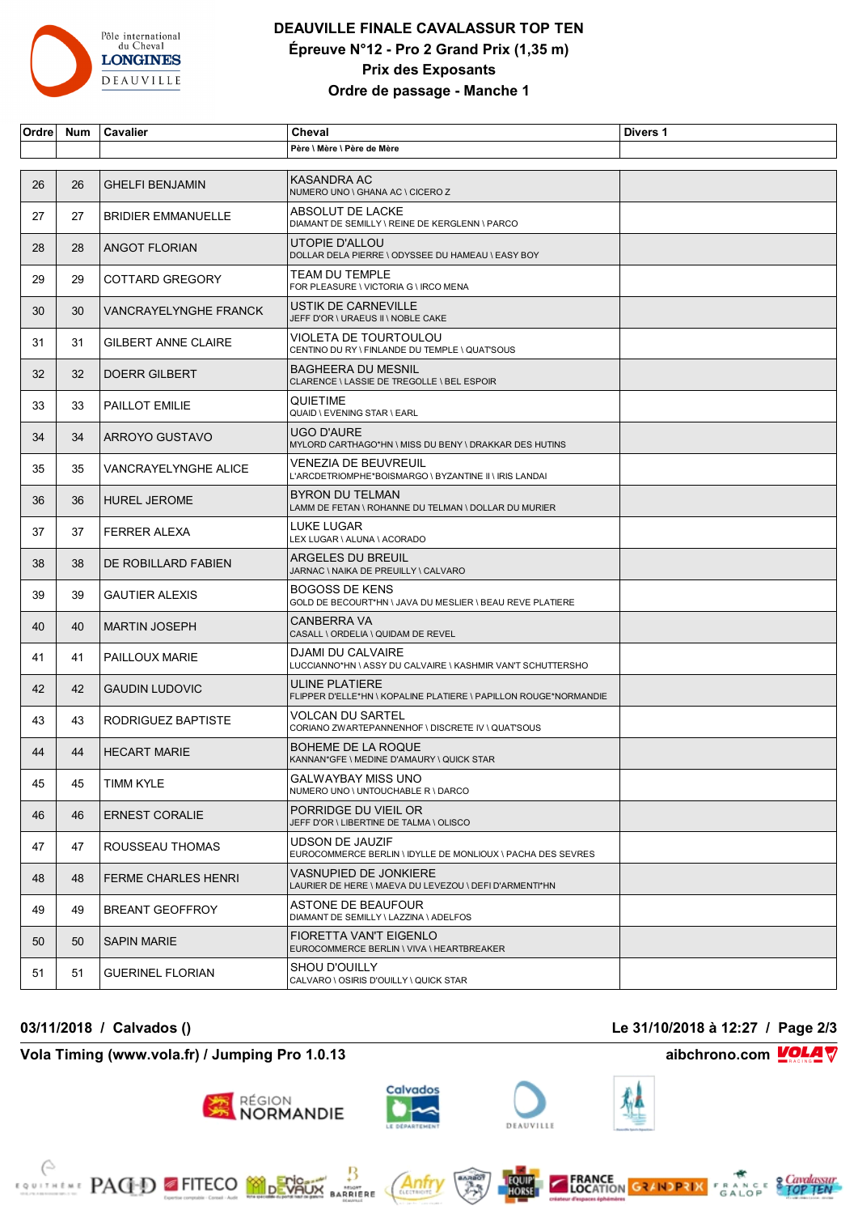# DEAUVILLE FINALE CAVALASSUR TOP TEN

## Épreuve N°12 - Pro 2 Grand Prix (1,35 m)

## Prix des Exposants

## Ordre de passage - Manche 1

| Ordre | Num | Cavalier | Cheval<br>Père \ Mère \ Père de Mère | Divers 1 |
|---|---|---|---|---|
| 26 | 26 | GHELFI BENJAMIN | KASANDRA AC<br>NUMERO UNO \ GHANA AC \ CICERO Z | |
| 27 | 27 | BRIDIER EMMANUELLE | ABSOLUT DE LACKE<br>DIAMANT DE SEMILLY \ REINE DE KERGLENN \ PARCO | |
| 28 | 28 | ANGOT FLORIAN | UTOPIE D'ALLOU<br>DOLLAR DELA PIERRE \ ODYSSEE DU HAMEAU \ EASY BOY | |
| 29 | 29 | COTTARD GREGORY | TEAM DU TEMPLE<br>FOR PLEASURE \ VICTORIA G \ IRCO MENA | |
| 30 | 30 | VANCRAYELYNGHE FRANCK | USTIK DE CARNEVILLE<br>JEFF D'OR \ URAEUS II \ NOBLE CAKE | |
| 31 | 31 | GILBERT ANNE CLAIRE | VIOLETA DE TOURTOULOU<br>CENTINO DU RY \ FINLANDE DU TEMPLE \ QUAT'SOUS | |
| 32 | 32 | DOERR GILBERT | BAGHEERA DU MESNIL<br>CLARENCE \ LASSIE DE TREGOLLE \ BEL ESPOIR | |
| 33 | 33 | PAILLOT EMILIE | QUIETIME<br>QUAID \ EVENING STAR \ EARL | |
| 34 | 34 | ARROYO GUSTAVO | UGO D'AURE<br>MYLORD CARTHAGO*HN \ MISS DU BENY \ DRAKKAR DES HUTINS | |
| 35 | 35 | VANCRAYELYNGHE ALICE | VENEZIA DE BEUVREUIL<br>L'ARCDETRIOMPHE*BOISMARGO \ BYZANTINE II \ IRIS LANDAI | |
| 36 | 36 | HUREL JEROME | BYRON DU TELMAN<br>LAMM DE FETAN \ ROHANNE DU TELMAN \ DOLLAR DU MURIER | |
| 37 | 37 | FERRER ALEXA | LUKE LUGAR<br>LEX LUGAR \ ALUNA \ ACORADO | |
| 38 | 38 | DE ROBILLARD FABIEN | ARGELES DU BREUIL<br>JARNAC \ NAIKA DE PREUILLY \ CALVARO | |
| 39 | 39 | GAUTIER ALEXIS | BOGOSS DE KENS<br>GOLD DE BECOURT*HN \ JAVA DU MESLIER \ BEAU REVE PLATIERE | |
| 40 | 40 | MARTIN JOSEPH | CANBERRA VA<br>CASALL \ ORDELIA \ QUIDAM DE REVEL | |
| 41 | 41 | PAILLOUX MARIE | DJAMI DU CALVAIRE<br>LUCCIANNO*HN \ ASSY DU CALVAIRE \ KASHMIR VAN'T SCHUTTERSHO | |
| 42 | 42 | GAUDIN LUDOVIC | ULINE PLATIERE<br>FLIPPER D'ELLE*HN \ KOPALINE PLATIERE \ PAPILLON ROUGE*NORMANDIE | |
| 43 | 43 | RODRIGUEZ BAPTISTE | VOLCAN DU SARTEL<br>CORIANO ZWARTEPANNENHOF \ DISCRETE IV \ QUAT'SOUS | |
| 44 | 44 | HECART MARIE | BOHEME DE LA ROQUE<br>KANNAN*GFE \ MEDINE D'AMAURY \ QUICK STAR | |
| 45 | 45 | TIMM KYLE | GALWAYBAY MISS UNO<br>NUMERO UNO \ UNTOUCHABLE R \ DARCO | |
| 46 | 46 | ERNEST CORALIE | PORRIDGE DU VIEIL OR<br>JEFF D'OR \ LIBERTINE DE TALMA \ OLISCO | |
| 47 | 47 | ROUSSEAU THOMAS | UDSON DE JAUZIF<br>EUROCOMMERCE BERLIN \ IDYLLE DE MONLIOUX \ PACHA DES SEVRES | |
| 48 | 48 | FERME CHARLES HENRI | VASNUPIED DE JONKIERE<br>LAURIER DE HERE \ MAEVA DU LEVEZOU \ DEFI D'ARMENTI*HN | |
| 49 | 49 | BREANT GEOFFROY | ASTONE DE BEAUFOUR<br>DIAMANT DE SEMILLY \ LAZZINA \ ADELFOS | |
| 50 | 50 | SAPIN MARIE | FIORETTA VAN'T EIGENLO<br>EUROCOMMERCE BERLIN \ VIVA \ HEARTBREAKER | |
| 51 | 51 | GUERINEL FLORIAN | SHOU D'OUILLY<br>CALVARO \ OSIRIS D'OUILLY \ QUICK STAR | |

**03/11/2018 / Calvados ()** — **Le 31/10/2018 à 12:27**

**Vola Timing (www.vola.fr) / Jumping Pro 1.0.13** — **aibchrono.com**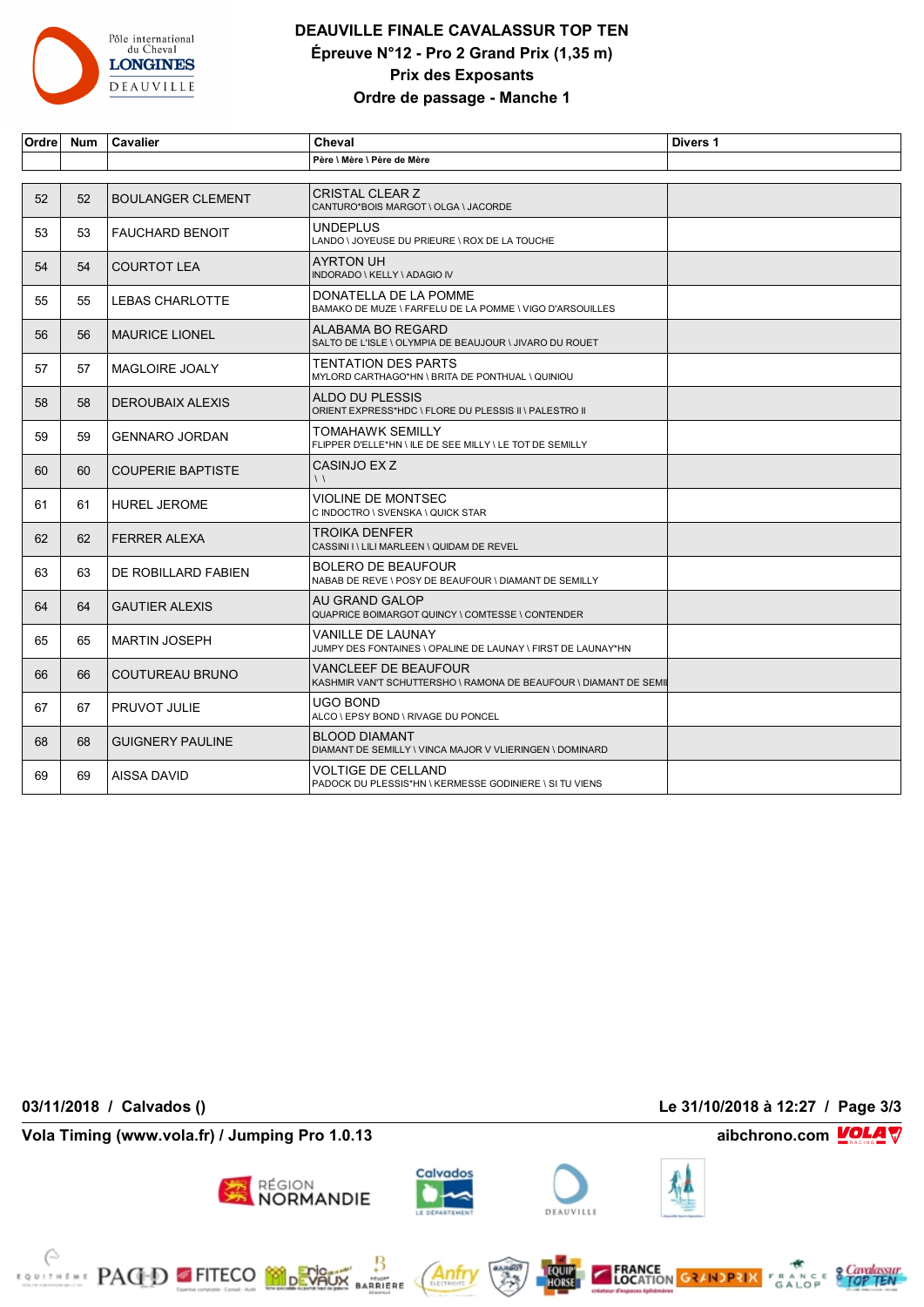# DEAUVILLE FINALE CAVALASSUR TOP TEN
## Épreuve N°12 - Pro 2 Grand Prix (1,35 m)
## Prix des Exposants
## Ordre de passage - Manche 1

| Ordre | Num | Cavalier | Cheval<br>Père \ Mère \ Père de Mère | Divers 1 |
|---|---|---|---|---|
| 52 | 52 | BOULANGER CLEMENT | CRISTAL CLEAR Z<br>CANTURO*BOIS MARGOT \ OLGA \ JACORDE | |
| 53 | 53 | FAUCHARD BENOIT | UNDEPLUS<br>LANDO \ JOYEUSE DU PRIEURE \ ROX DE LA TOUCHE | |
| 54 | 54 | COURTOT LEA | AYRTON UH<br>INDORADO \ KELLY \ ADAGIO IV | |
| 55 | 55 | LEBAS CHARLOTTE | DONATELLA DE LA POMME<br>BAMAKO DE MUZE \ FARFELU DE LA POMME \ VIGO D'ARSOUILLES | |
| 56 | 56 | MAURICE LIONEL | ALABAMA BO REGARD<br>SALTO DE L'ISLE \ OLYMPIA DE BEAUJOUR \ JIVARO DU ROUET | |
| 57 | 57 | MAGLOIRE JOALY | TENTATION DES PARTS<br>MYLORD CARTHAGO*HN \ BRITA DE PONTHUAL \ QUINIOU | |
| 58 | 58 | DEROUBAIX ALEXIS | ALDO DU PLESSIS<br>ORIENT EXPRESS*HDC \ FLORE DU PLESSIS II \ PALESTRO II | |
| 59 | 59 | GENNARO JORDAN | TOMAHAWK SEMILLY<br>FLIPPER D'ELLE*HN \ ILE DE SEE MILLY \ LE TOT DE SEMILLY | |
| 60 | 60 | COUPERIE BAPTISTE | CASINJO EX Z<br>\ \ | |
| 61 | 61 | HUREL JEROME | VIOLINE DE MONTSEC<br>C INDOCTRO \ SVENSKA \ QUICK STAR | |
| 62 | 62 | FERRER ALEXA | TROIKA DENFER<br>CASSINI I \ LILI MARLEEN \ QUIDAM DE REVEL | |
| 63 | 63 | DE ROBILLARD FABIEN | BOLERO DE BEAUFOUR<br>NABAB DE REVE \ POSY DE BEAUFOUR \ DIAMANT DE SEMILLY | |
| 64 | 64 | GAUTIER ALEXIS | AU GRAND GALOP<br>QUAPRICE BOIMARGOT QUINCY \ COMTESSE \ CONTENDER | |
| 65 | 65 | MARTIN JOSEPH | VANILLE DE LAUNAY<br>JUMPY DES FONTAINES \ OPALINE DE LAUNAY \ FIRST DE LAUNAY*HN | |
| 66 | 66 | COUTUREAU BRUNO | VANCLEEF DE BEAUFOUR<br>KASHMIR VAN'T SCHUTTERSHO \ RAMONA DE BEAUFOUR \ DIAMANT DE SEMIL | |
| 67 | 67 | PRUVOT JULIE | UGO BOND<br>ALCO \ EPSY BOND \ RIVAGE DU PONCEL | |
| 68 | 68 | GUIGNERY PAULINE | BLOOD DIAMANT<br>DIAMANT DE SEMILLY \ VINCA MAJOR V VLIERINGEN \ DOMINARD | |
| 69 | 69 | AISSA DAVID | VOLTIGE DE CELLAND<br>PADOCK DU PLESSIS*HN \ KERMESSE GODINIERE \ SI TU VIENS | |

**03/11/2018 / Calvados ()** — **Le 31/10/2018 à 12:27**

**Vola Timing (www.vola.fr) / Jumping Pro 1.0.13** — **aibchrono.com**